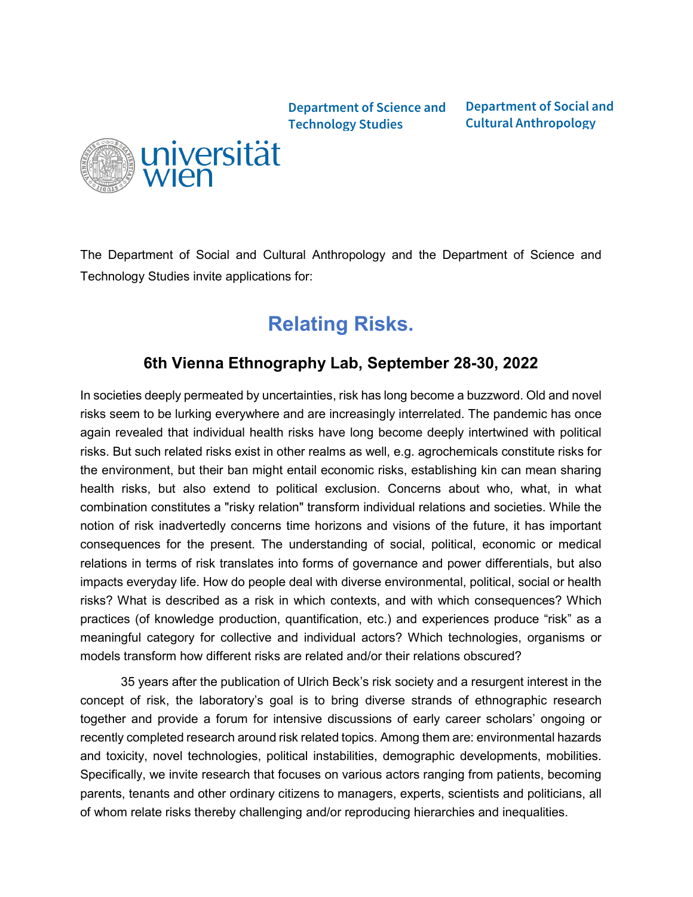Department of Science and Technology Studies

Department of Social and Cultural Anthropology

universität wien

The Department of Social and Cultural Anthropology and the Department of Science and Technology Studies invite applications for:

# Relating Risks.

## 6th Vienna Ethnography Lab, September 28-30, 2022

In societies deeply permeated by uncertainties, risk has long become a buzzword. Old and novel risks seem to be lurking everywhere and are increasingly interrelated. The pandemic has once again revealed that individual health risks have long become deeply intertwined with political risks. But such related risks exist in other realms as well, e.g. agrochemicals constitute risks for the environment, but their ban might entail economic risks, establishing kin can mean sharing health risks, but also extend to political exclusion. Concerns about who, what, in what combination constitutes a "risky relation" transform individual relations and societies. While the notion of risk inadvertedly concerns time horizons and visions of the future, it has important consequences for the present. The understanding of social, political, economic or medical relations in terms of risk translates into forms of governance and power differentials, but also impacts everyday life. How do people deal with diverse environmental, political, social or health risks? What is described as a risk in which contexts, and with which consequences? Which practices (of knowledge production, quantification, etc.) and experiences produce "risk" as a meaningful category for collective and individual actors? Which technologies, organisms or models transform how different risks are related and/or their relations obscured?

35 years after the publication of Ulrich Beck's risk society and a resurgent interest in the concept of risk, the laboratory's goal is to bring diverse strands of ethnographic research together and provide a forum for intensive discussions of early career scholars' ongoing or recently completed research around risk related topics. Among them are: environmental hazards and toxicity, novel technologies, political instabilities, demographic developments, mobilities. Specifically, we invite research that focuses on various actors ranging from patients, becoming parents, tenants and other ordinary citizens to managers, experts, scientists and politicians, all of whom relate risks thereby challenging and/or reproducing hierarchies and inequalities.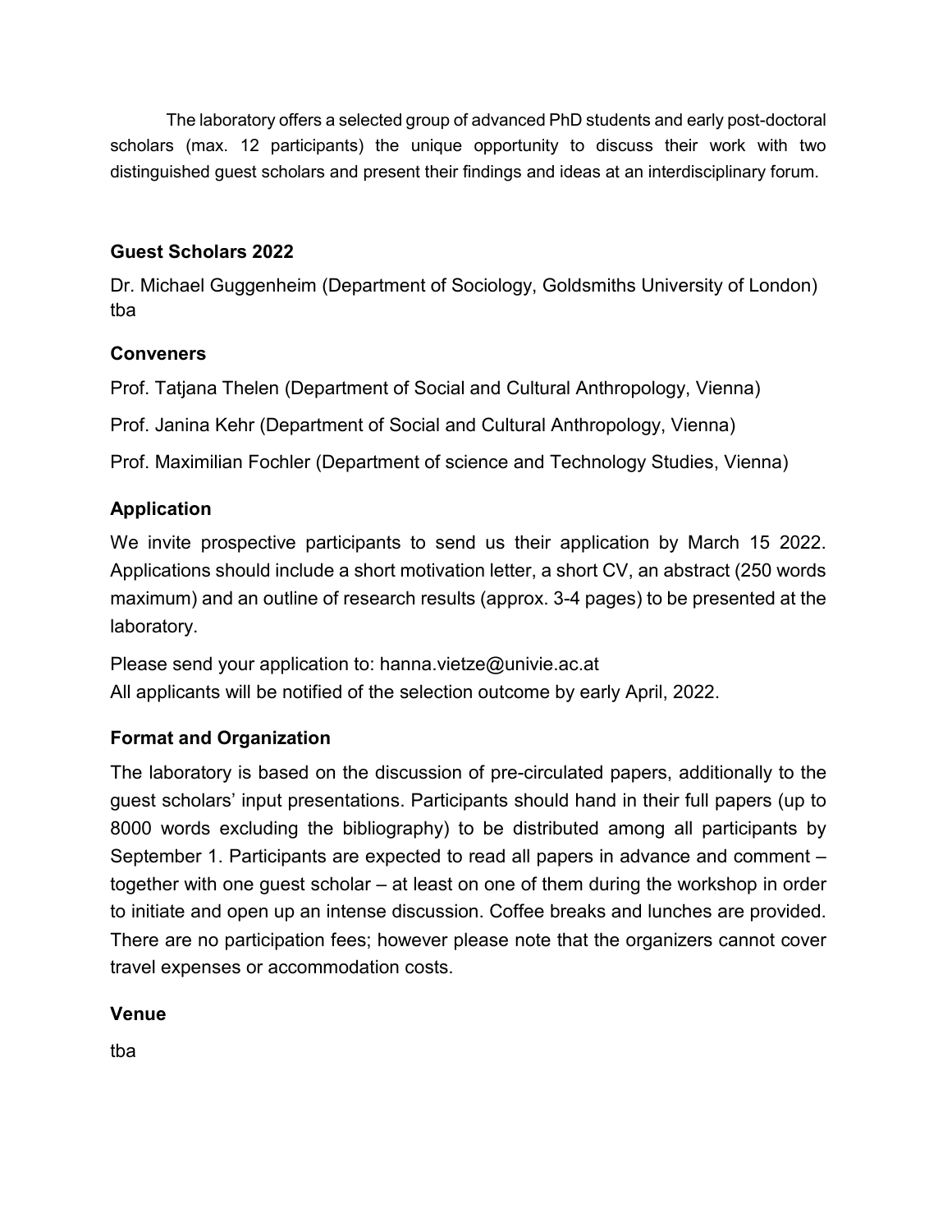The laboratory offers a selected group of advanced PhD students and early post-doctoral scholars (max. 12 participants) the unique opportunity to discuss their work with two distinguished guest scholars and present their findings and ideas at an interdisciplinary forum.

### Guest Scholars 2022

Dr. Michael Guggenheim (Department of Sociology, Goldsmiths University of London)
tba

### Conveners

Prof. Tatjana Thelen (Department of Social and Cultural Anthropology, Vienna)

Prof. Janina Kehr (Department of Social and Cultural Anthropology, Vienna)

Prof. Maximilian Fochler (Department of science and Technology Studies, Vienna)

### Application

We invite prospective participants to send us their application by March 15 2022. Applications should include a short motivation letter, a short CV, an abstract (250 words maximum) and an outline of research results (approx. 3-4 pages) to be presented at the laboratory.

Please send your application to: hanna.vietze@univie.ac.at
All applicants will be notified of the selection outcome by early April, 2022.

### Format and Organization

The laboratory is based on the discussion of pre-circulated papers, additionally to the guest scholars' input presentations. Participants should hand in their full papers (up to 8000 words excluding the bibliography) to be distributed among all participants by September 1. Participants are expected to read all papers in advance and comment – together with one guest scholar – at least on one of them during the workshop in order to initiate and open up an intense discussion. Coffee breaks and lunches are provided. There are no participation fees; however please note that the organizers cannot cover travel expenses or accommodation costs.

### Venue

tba